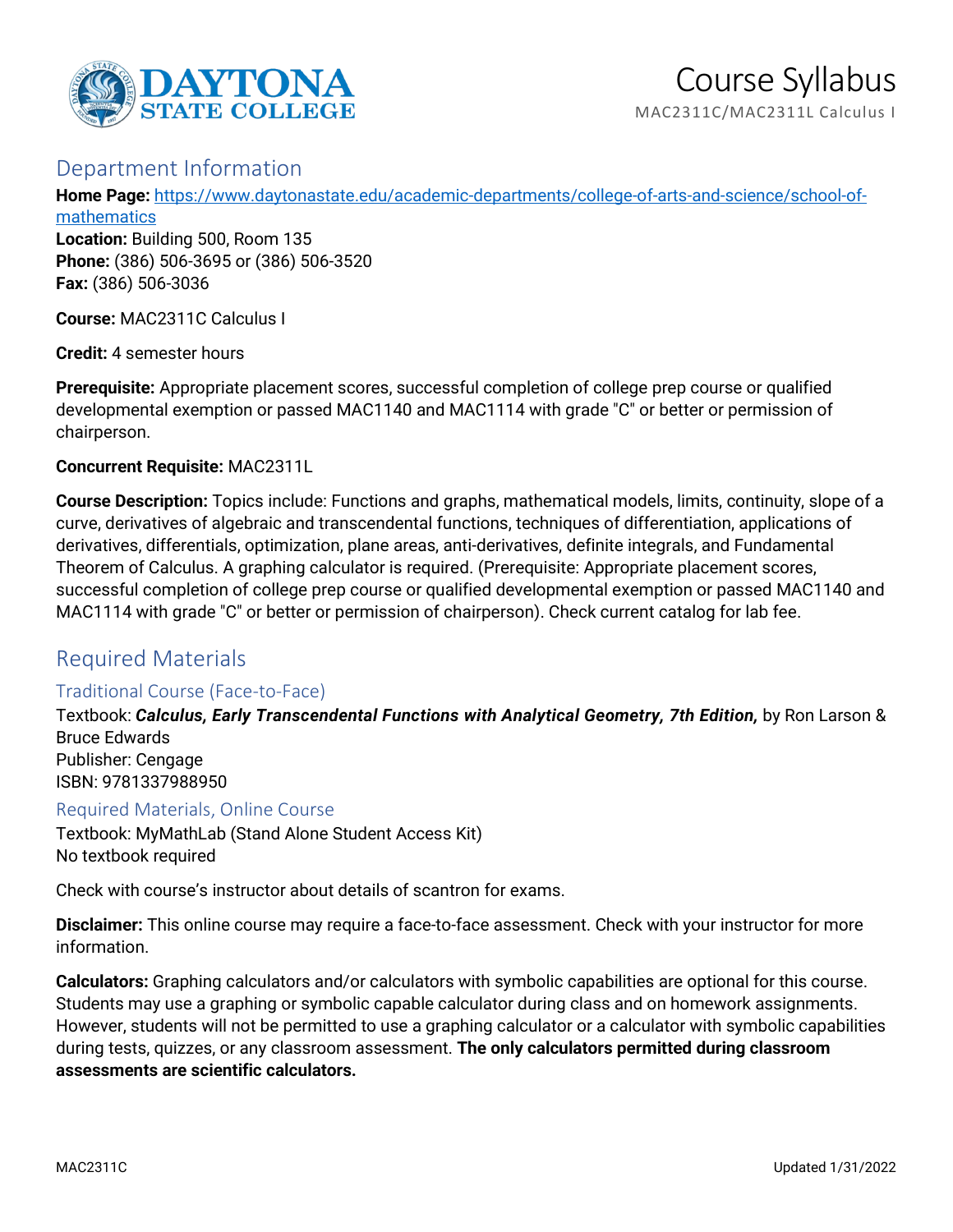# Course Syllabus

MAC2311C/MAC2311L Calculus I

## Department Information

**Home Page:** [https://www.daytonastate.edu/academic-departments/college-of-arts-and-science/school-of-mathematics](https://www.daytonastate.edu/academic-departments/college-of-arts-and-science/school-of-mathematics)
**Location:** Building 500, Room 135
**Phone:** (386) 506-3695 or (386) 506-3520
**Fax:** (386) 506-3036

**Course:** MAC2311C Calculus I

**Credit:** 4 semester hours

**Prerequisite:** Appropriate placement scores, successful completion of college prep course or qualified developmental exemption or passed MAC1140 and MAC1114 with grade "C" or better or permission of chairperson.

**Concurrent Requisite:** MAC2311L

**Course Description:** Topics include: Functions and graphs, mathematical models, limits, continuity, slope of a curve, derivatives of algebraic and transcendental functions, techniques of differentiation, applications of derivatives, differentials, optimization, plane areas, anti-derivatives, definite integrals, and Fundamental Theorem of Calculus. A graphing calculator is required. (Prerequisite: Appropriate placement scores, successful completion of college prep course or qualified developmental exemption or passed MAC1140 and MAC1114 with grade "C" or better or permission of chairperson). Check current catalog for lab fee.

## Required Materials

### Traditional Course (Face-to-Face)

Textbook: ***Calculus, Early Transcendental Functions with Analytical Geometry, 7th Edition,*** by Ron Larson & Bruce Edwards
Publisher: Cengage
ISBN: 9781337988950

### Required Materials, Online Course

Textbook: MyMathLab (Stand Alone Student Access Kit)
No textbook required

Check with course's instructor about details of scantron for exams.

**Disclaimer:** This online course may require a face-to-face assessment. Check with your instructor for more information.

**Calculators:** Graphing calculators and/or calculators with symbolic capabilities are optional for this course. Students may use a graphing or symbolic capable calculator during class and on homework assignments. However, students will not be permitted to use a graphing calculator or a calculator with symbolic capabilities during tests, quizzes, or any classroom assessment. **The only calculators permitted during classroom assessments are scientific calculators.**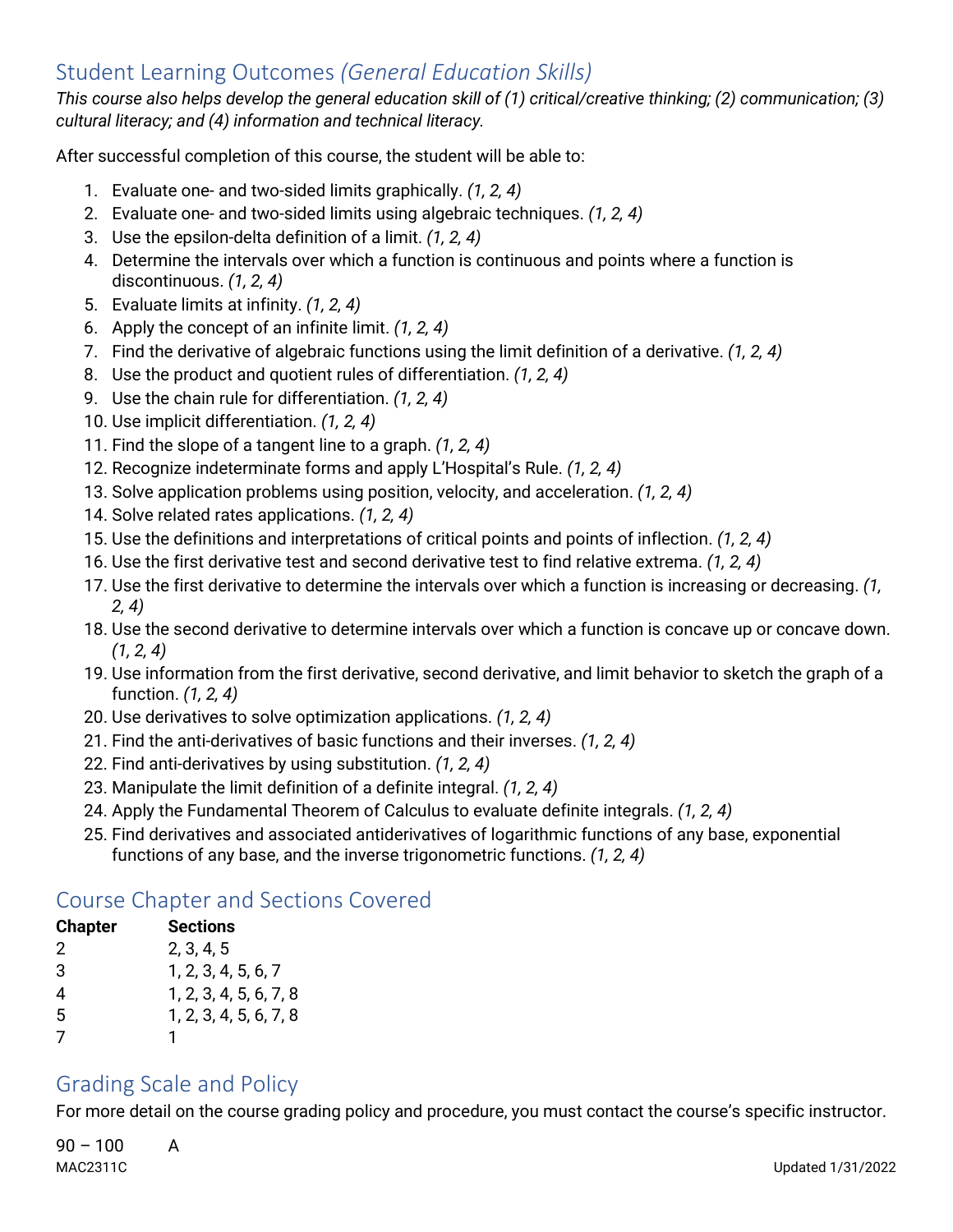## Student Learning Outcomes *(General Education Skills)*

*This course also helps develop the general education skill of (1) critical/creative thinking; (2) communication; (3) cultural literacy; and (4) information and technical literacy.*

After successful completion of this course, the student will be able to:

1. Evaluate one- and two-sided limits graphically. *(1, 2, 4)*
2. Evaluate one- and two-sided limits using algebraic techniques. *(1, 2, 4)*
3. Use the epsilon-delta definition of a limit. *(1, 2, 4)*
4. Determine the intervals over which a function is continuous and points where a function is discontinuous. *(1, 2, 4)*
5. Evaluate limits at infinity. *(1, 2, 4)*
6. Apply the concept of an infinite limit. *(1, 2, 4)*
7. Find the derivative of algebraic functions using the limit definition of a derivative. *(1, 2, 4)*
8. Use the product and quotient rules of differentiation. *(1, 2, 4)*
9. Use the chain rule for differentiation. *(1, 2, 4)*
10. Use implicit differentiation. *(1, 2, 4)*
11. Find the slope of a tangent line to a graph. *(1, 2, 4)*
12. Recognize indeterminate forms and apply L'Hospital's Rule. *(1, 2, 4)*
13. Solve application problems using position, velocity, and acceleration. *(1, 2, 4)*
14. Solve related rates applications. *(1, 2, 4)*
15. Use the definitions and interpretations of critical points and points of inflection. *(1, 2, 4)*
16. Use the first derivative test and second derivative test to find relative extrema. *(1, 2, 4)*
17. Use the first derivative to determine the intervals over which a function is increasing or decreasing. *(1, 2, 4)*
18. Use the second derivative to determine intervals over which a function is concave up or concave down. *(1, 2, 4)*
19. Use information from the first derivative, second derivative, and limit behavior to sketch the graph of a function. *(1, 2, 4)*
20. Use derivatives to solve optimization applications. *(1, 2, 4)*
21. Find the anti-derivatives of basic functions and their inverses. *(1, 2, 4)*
22. Find anti-derivatives by using substitution. *(1, 2, 4)*
23. Manipulate the limit definition of a definite integral. *(1, 2, 4)*
24. Apply the Fundamental Theorem of Calculus to evaluate definite integrals. *(1, 2, 4)*
25. Find derivatives and associated antiderivatives of logarithmic functions of any base, exponential functions of any base, and the inverse trigonometric functions. *(1, 2, 4)*

## Course Chapter and Sections Covered

| Chapter | Sections |
|---|---|
| 2 | 2, 3, 4, 5 |
| 3 | 1, 2, 3, 4, 5, 6, 7 |
| 4 | 1, 2, 3, 4, 5, 6, 7, 8 |
| 5 | 1, 2, 3, 4, 5, 6, 7, 8 |
| 7 | 1 |

## Grading Scale and Policy

For more detail on the course grading policy and procedure, you must contact the course's specific instructor.

90 – 100 A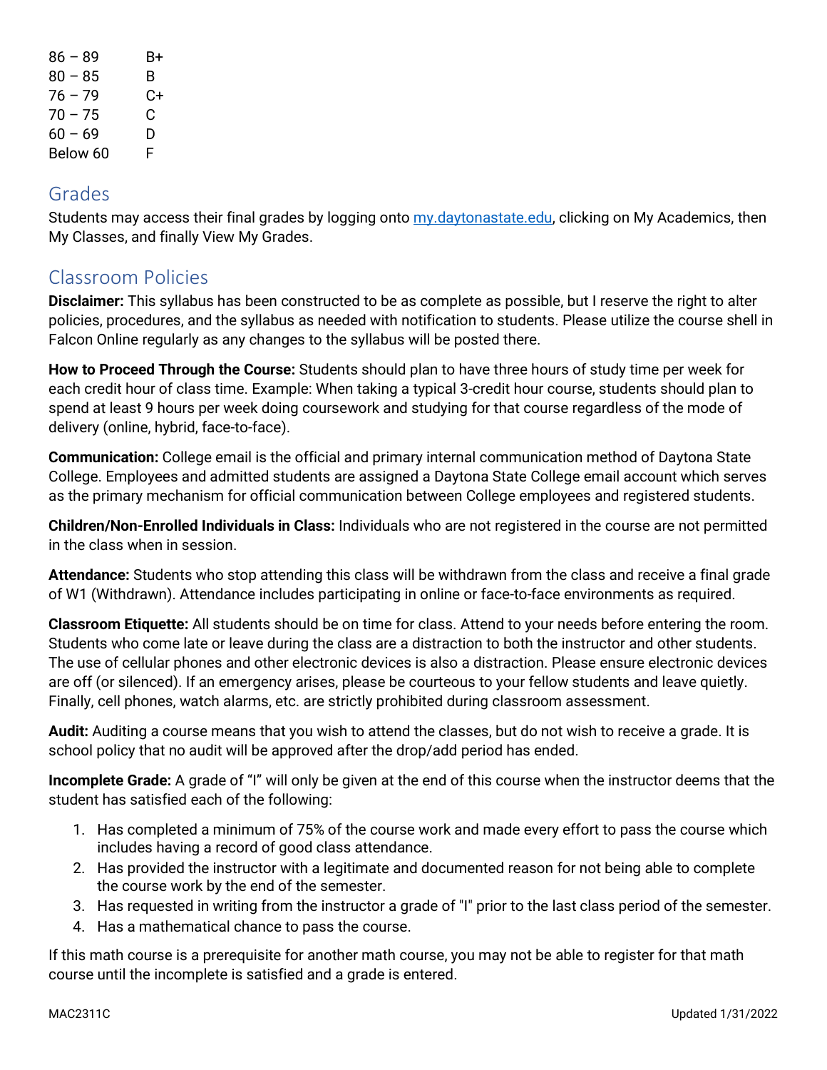| | |
|---|---|
| 86 – 89 | B+ |
| 80 – 85 | B |
| 76 – 79 | C+ |
| 70 – 75 | C |
| 60 – 69 | D |
| Below 60 | F |

## Grades

Students may access their final grades by logging onto [my.daytonastate.edu](my.daytonastate.edu), clicking on My Academics, then My Classes, and finally View My Grades.

## Classroom Policies

**Disclaimer:** This syllabus has been constructed to be as complete as possible, but I reserve the right to alter policies, procedures, and the syllabus as needed with notification to students. Please utilize the course shell in Falcon Online regularly as any changes to the syllabus will be posted there.

**How to Proceed Through the Course:** Students should plan to have three hours of study time per week for each credit hour of class time. Example: When taking a typical 3-credit hour course, students should plan to spend at least 9 hours per week doing coursework and studying for that course regardless of the mode of delivery (online, hybrid, face-to-face).

**Communication:** College email is the official and primary internal communication method of Daytona State College. Employees and admitted students are assigned a Daytona State College email account which serves as the primary mechanism for official communication between College employees and registered students.

**Children/Non-Enrolled Individuals in Class:** Individuals who are not registered in the course are not permitted in the class when in session.

**Attendance:** Students who stop attending this class will be withdrawn from the class and receive a final grade of W1 (Withdrawn). Attendance includes participating in online or face-to-face environments as required.

**Classroom Etiquette:** All students should be on time for class. Attend to your needs before entering the room. Students who come late or leave during the class are a distraction to both the instructor and other students. The use of cellular phones and other electronic devices is also a distraction. Please ensure electronic devices are off (or silenced). If an emergency arises, please be courteous to your fellow students and leave quietly. Finally, cell phones, watch alarms, etc. are strictly prohibited during classroom assessment.

**Audit:** Auditing a course means that you wish to attend the classes, but do not wish to receive a grade. It is school policy that no audit will be approved after the drop/add period has ended.

**Incomplete Grade:** A grade of "I" will only be given at the end of this course when the instructor deems that the student has satisfied each of the following:

1. Has completed a minimum of 75% of the course work and made every effort to pass the course which includes having a record of good class attendance.
2. Has provided the instructor with a legitimate and documented reason for not being able to complete the course work by the end of the semester.
3. Has requested in writing from the instructor a grade of "I" prior to the last class period of the semester.
4. Has a mathematical chance to pass the course.

If this math course is a prerequisite for another math course, you may not be able to register for that math course until the incomplete is satisfied and a grade is entered.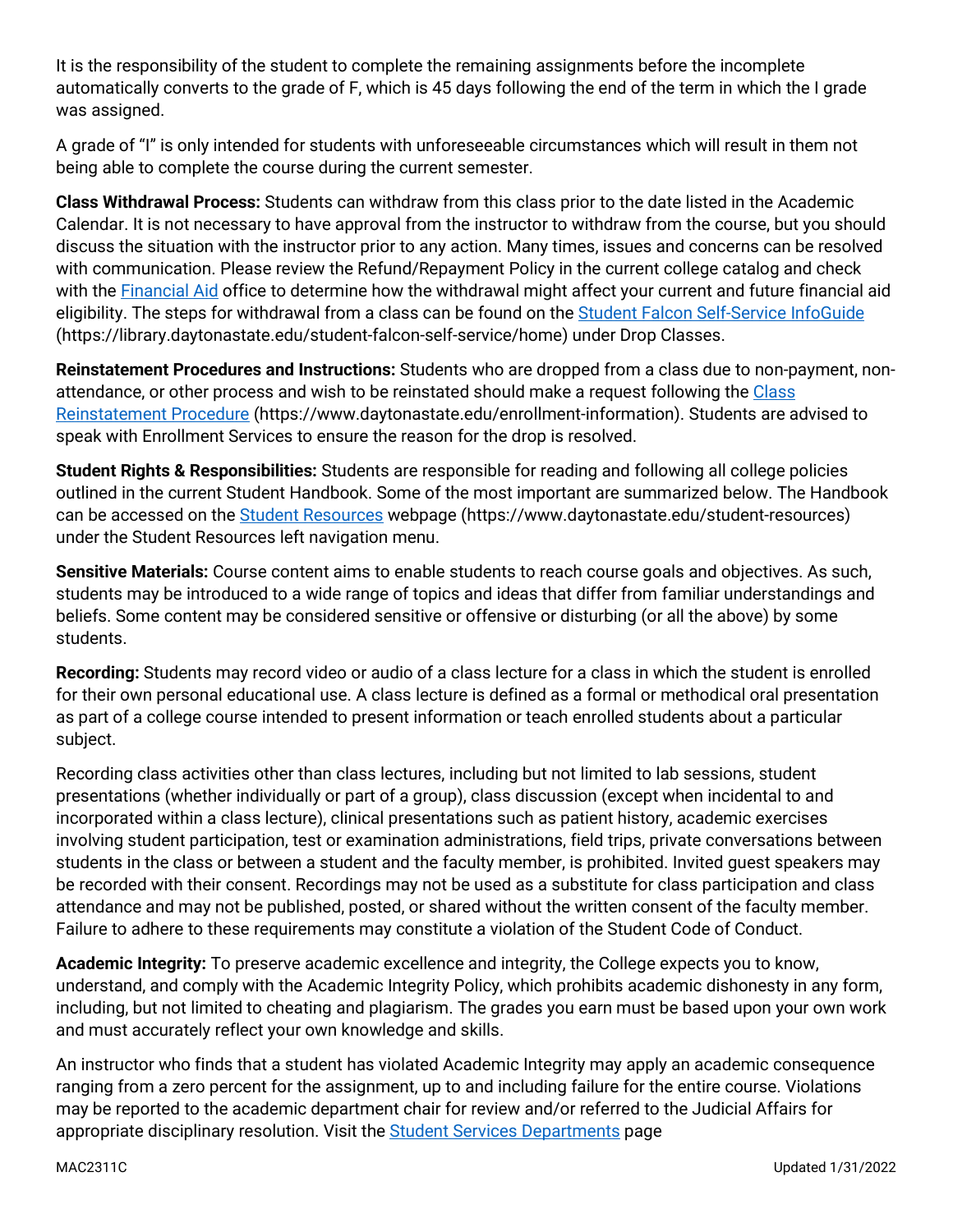It is the responsibility of the student to complete the remaining assignments before the incomplete automatically converts to the grade of F, which is 45 days following the end of the term in which the I grade was assigned.

A grade of "I" is only intended for students with unforeseeable circumstances which will result in them not being able to complete the course during the current semester.

**Class Withdrawal Process:** Students can withdraw from this class prior to the date listed in the Academic Calendar. It is not necessary to have approval from the instructor to withdraw from the course, but you should discuss the situation with the instructor prior to any action. Many times, issues and concerns can be resolved with communication. Please review the Refund/Repayment Policy in the current college catalog and check with the Financial Aid office to determine how the withdrawal might affect your current and future financial aid eligibility. The steps for withdrawal from a class can be found on the Student Falcon Self-Service InfoGuide (https://library.daytonastate.edu/student-falcon-self-service/home) under Drop Classes.

**Reinstatement Procedures and Instructions:** Students who are dropped from a class due to non-payment, non-attendance, or other process and wish to be reinstated should make a request following the Class Reinstatement Procedure (https://www.daytonastate.edu/enrollment-information). Students are advised to speak with Enrollment Services to ensure the reason for the drop is resolved.

**Student Rights & Responsibilities:** Students are responsible for reading and following all college policies outlined in the current Student Handbook. Some of the most important are summarized below. The Handbook can be accessed on the Student Resources webpage (https://www.daytonastate.edu/student-resources) under the Student Resources left navigation menu.

**Sensitive Materials:** Course content aims to enable students to reach course goals and objectives. As such, students may be introduced to a wide range of topics and ideas that differ from familiar understandings and beliefs. Some content may be considered sensitive or offensive or disturbing (or all the above) by some students.

**Recording:** Students may record video or audio of a class lecture for a class in which the student is enrolled for their own personal educational use. A class lecture is defined as a formal or methodical oral presentation as part of a college course intended to present information or teach enrolled students about a particular subject.

Recording class activities other than class lectures, including but not limited to lab sessions, student presentations (whether individually or part of a group), class discussion (except when incidental to and incorporated within a class lecture), clinical presentations such as patient history, academic exercises involving student participation, test or examination administrations, field trips, private conversations between students in the class or between a student and the faculty member, is prohibited. Invited guest speakers may be recorded with their consent. Recordings may not be used as a substitute for class participation and class attendance and may not be published, posted, or shared without the written consent of the faculty member. Failure to adhere to these requirements may constitute a violation of the Student Code of Conduct.

**Academic Integrity:** To preserve academic excellence and integrity, the College expects you to know, understand, and comply with the Academic Integrity Policy, which prohibits academic dishonesty in any form, including, but not limited to cheating and plagiarism. The grades you earn must be based upon your own work and must accurately reflect your own knowledge and skills.

An instructor who finds that a student has violated Academic Integrity may apply an academic consequence ranging from a zero percent for the assignment, up to and including failure for the entire course. Violations may be reported to the academic department chair for review and/or referred to the Judicial Affairs for appropriate disciplinary resolution. Visit the Student Services Departments page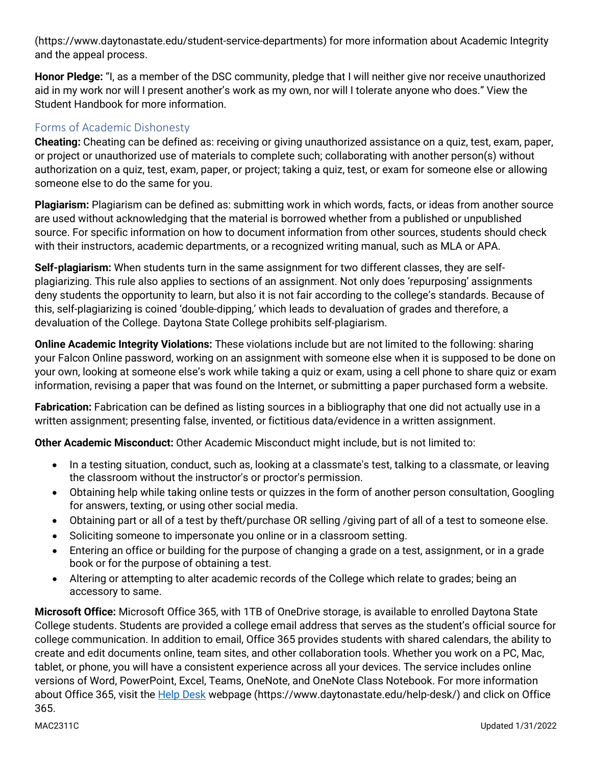(https://www.daytonastate.edu/student-service-departments) for more information about Academic Integrity and the appeal process.

**Honor Pledge:** "I, as a member of the DSC community, pledge that I will neither give nor receive unauthorized aid in my work nor will I present another's work as my own, nor will I tolerate anyone who does." View the Student Handbook for more information.

## Forms of Academic Dishonesty

**Cheating:** Cheating can be defined as: receiving or giving unauthorized assistance on a quiz, test, exam, paper, or project or unauthorized use of materials to complete such; collaborating with another person(s) without authorization on a quiz, test, exam, paper, or project; taking a quiz, test, or exam for someone else or allowing someone else to do the same for you.

**Plagiarism:** Plagiarism can be defined as: submitting work in which words, facts, or ideas from another source are used without acknowledging that the material is borrowed whether from a published or unpublished source. For specific information on how to document information from other sources, students should check with their instructors, academic departments, or a recognized writing manual, such as MLA or APA.

**Self-plagiarism:** When students turn in the same assignment for two different classes, they are self-plagiarizing. This rule also applies to sections of an assignment. Not only does 'repurposing' assignments deny students the opportunity to learn, but also it is not fair according to the college's standards. Because of this, self-plagiarizing is coined 'double-dipping,' which leads to devaluation of grades and therefore, a devaluation of the College. Daytona State College prohibits self-plagiarism.

**Online Academic Integrity Violations:** These violations include but are not limited to the following: sharing your Falcon Online password, working on an assignment with someone else when it is supposed to be done on your own, looking at someone else's work while taking a quiz or exam, using a cell phone to share quiz or exam information, revising a paper that was found on the Internet, or submitting a paper purchased form a website.

**Fabrication:** Fabrication can be defined as listing sources in a bibliography that one did not actually use in a written assignment; presenting false, invented, or fictitious data/evidence in a written assignment.

**Other Academic Misconduct:** Other Academic Misconduct might include, but is not limited to:

- In a testing situation, conduct, such as, looking at a classmate's test, talking to a classmate, or leaving the classroom without the instructor's or proctor's permission.
- Obtaining help while taking online tests or quizzes in the form of another person consultation, Googling for answers, texting, or using other social media.
- Obtaining part or all of a test by theft/purchase OR selling /giving part of all of a test to someone else.
- Soliciting someone to impersonate you online or in a classroom setting.
- Entering an office or building for the purpose of changing a grade on a test, assignment, or in a grade book or for the purpose of obtaining a test.
- Altering or attempting to alter academic records of the College which relate to grades; being an accessory to same.

**Microsoft Office:** Microsoft Office 365, with 1TB of OneDrive storage, is available to enrolled Daytona State College students. Students are provided a college email address that serves as the student's official source for college communication. In addition to email, Office 365 provides students with shared calendars, the ability to create and edit documents online, team sites, and other collaboration tools. Whether you work on a PC, Mac, tablet, or phone, you will have a consistent experience across all your devices. The service includes online versions of Word, PowerPoint, Excel, Teams, OneNote, and OneNote Class Notebook. For more information about Office 365, visit the [Help Desk](https://www.daytonastate.edu/help-desk/) webpage (https://www.daytonastate.edu/help-desk/) and click on Office 365.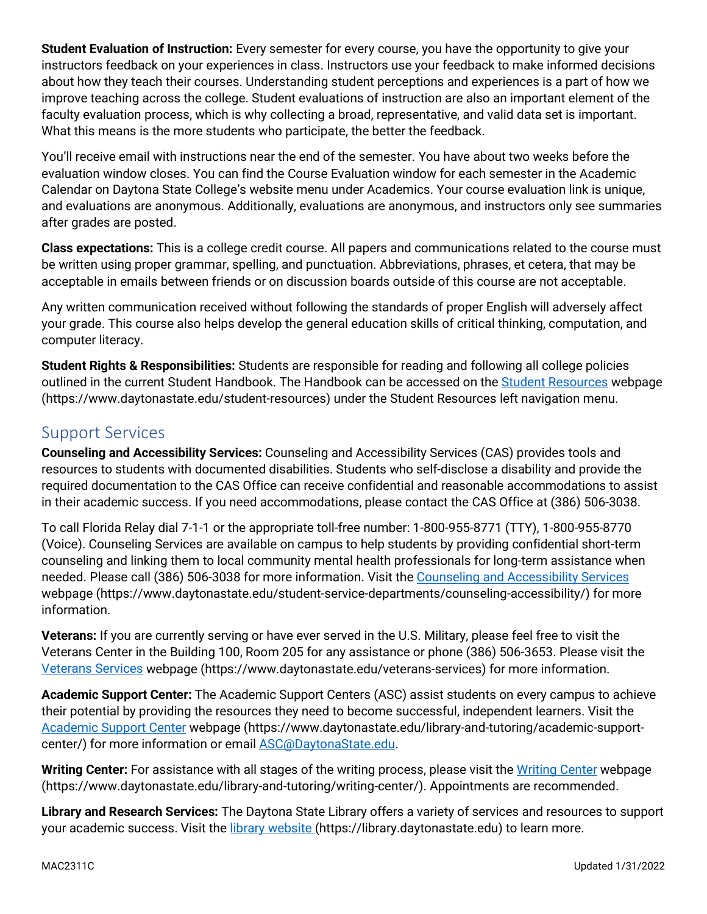**Student Evaluation of Instruction:** Every semester for every course, you have the opportunity to give your instructors feedback on your experiences in class. Instructors use your feedback to make informed decisions about how they teach their courses. Understanding student perceptions and experiences is a part of how we improve teaching across the college. Student evaluations of instruction are also an important element of the faculty evaluation process, which is why collecting a broad, representative, and valid data set is important. What this means is the more students who participate, the better the feedback.

You'll receive email with instructions near the end of the semester. You have about two weeks before the evaluation window closes. You can find the Course Evaluation window for each semester in the Academic Calendar on Daytona State College's website menu under Academics. Your course evaluation link is unique, and evaluations are anonymous. Additionally, evaluations are anonymous, and instructors only see summaries after grades are posted.

**Class expectations:** This is a college credit course. All papers and communications related to the course must be written using proper grammar, spelling, and punctuation. Abbreviations, phrases, et cetera, that may be acceptable in emails between friends or on discussion boards outside of this course are not acceptable.

Any written communication received without following the standards of proper English will adversely affect your grade. This course also helps develop the general education skills of critical thinking, computation, and computer literacy.

**Student Rights & Responsibilities:** Students are responsible for reading and following all college policies outlined in the current Student Handbook. The Handbook can be accessed on the [Student Resources](https://www.daytonastate.edu/student-resources) webpage (https://www.daytonastate.edu/student-resources) under the Student Resources left navigation menu.

## Support Services

**Counseling and Accessibility Services:** Counseling and Accessibility Services (CAS) provides tools and resources to students with documented disabilities. Students who self-disclose a disability and provide the required documentation to the CAS Office can receive confidential and reasonable accommodations to assist in their academic success. If you need accommodations, please contact the CAS Office at (386) 506-3038.

To call Florida Relay dial 7-1-1 or the appropriate toll-free number: 1-800-955-8771 (TTY), 1-800-955-8770 (Voice). Counseling Services are available on campus to help students by providing confidential short-term counseling and linking them to local community mental health professionals for long-term assistance when needed. Please call (386) 506-3038 for more information. Visit the [Counseling and Accessibility Services](https://www.daytonastate.edu/student-service-departments/counseling-accessibility/) webpage (https://www.daytonastate.edu/student-service-departments/counseling-accessibility/) for more information.

**Veterans:** If you are currently serving or have ever served in the U.S. Military, please feel free to visit the Veterans Center in the Building 100, Room 205 for any assistance or phone (386) 506-3653. Please visit the [Veterans Services](https://www.daytonastate.edu/veterans-services) webpage (https://www.daytonastate.edu/veterans-services) for more information.

**Academic Support Center:** The Academic Support Centers (ASC) assist students on every campus to achieve their potential by providing the resources they need to become successful, independent learners. Visit the [Academic Support Center](https://www.daytonastate.edu/library-and-tutoring/academic-support-center/) webpage (https://www.daytonastate.edu/library-and-tutoring/academic-support-center/) for more information or email ASC@DaytonaState.edu.

**Writing Center:** For assistance with all stages of the writing process, please visit the [Writing Center](https://www.daytonastate.edu/library-and-tutoring/writing-center/) webpage (https://www.daytonastate.edu/library-and-tutoring/writing-center/). Appointments are recommended.

**Library and Research Services:** The Daytona State Library offers a variety of services and resources to support your academic success. Visit the [library website](https://library.daytonastate.edu) (https://library.daytonastate.edu) to learn more.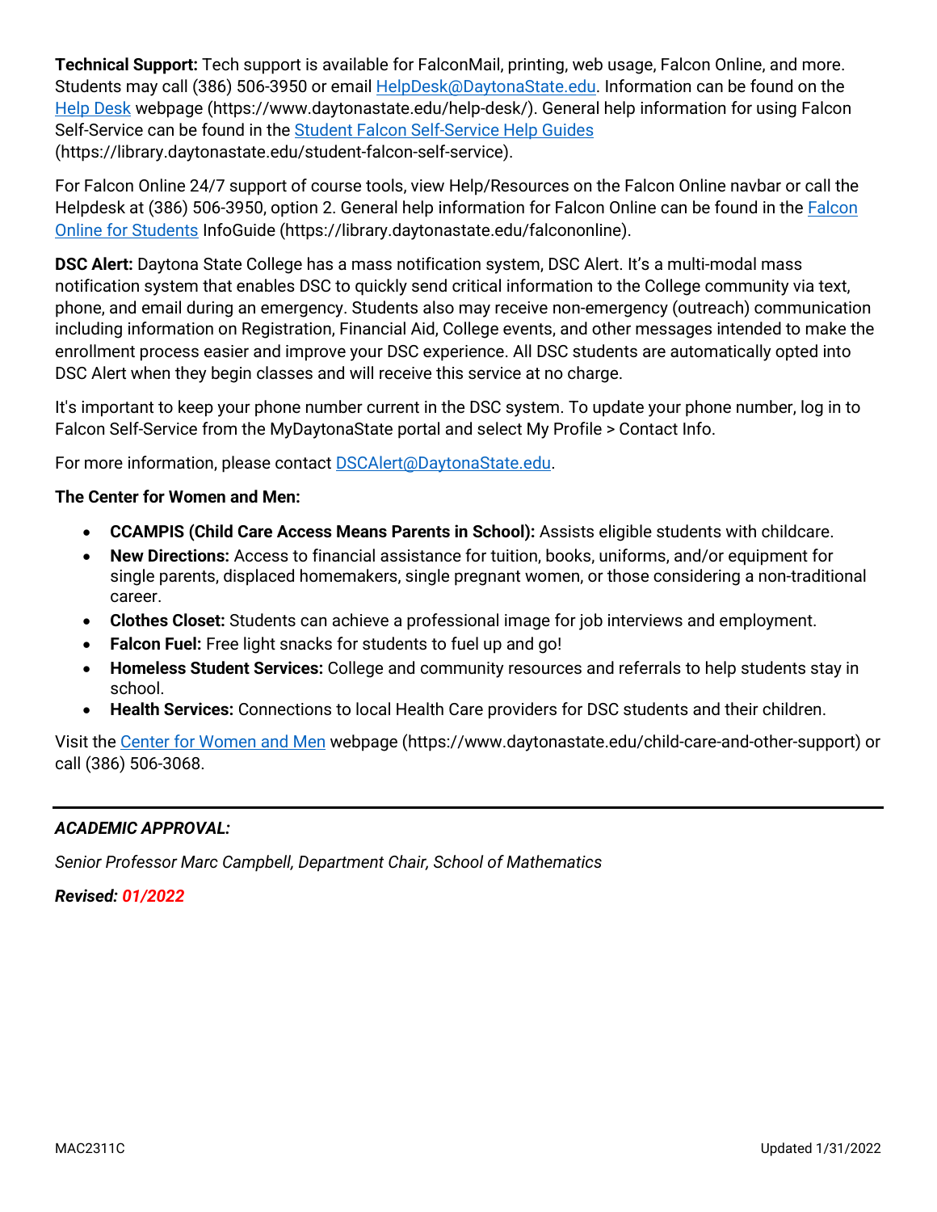**Technical Support:** Tech support is available for FalconMail, printing, web usage, Falcon Online, and more. Students may call (386) 506-3950 or email [HelpDesk@DaytonaState.edu](mailto:HelpDesk@DaytonaState.edu). Information can be found on the [Help Desk](https://www.daytonastate.edu/help-desk/) webpage (https://www.daytonastate.edu/help-desk/). General help information for using Falcon Self-Service can be found in the [Student Falcon Self-Service Help Guides](https://library.daytonastate.edu/student-falcon-self-service) (https://library.daytonastate.edu/student-falcon-self-service).

For Falcon Online 24/7 support of course tools, view Help/Resources on the Falcon Online navbar or call the Helpdesk at (386) 506-3950, option 2. General help information for Falcon Online can be found in the [Falcon Online for Students](https://library.daytonastate.edu/falcononline) InfoGuide (https://library.daytonastate.edu/falcononline).

**DSC Alert:** Daytona State College has a mass notification system, DSC Alert. It's a multi-modal mass notification system that enables DSC to quickly send critical information to the College community via text, phone, and email during an emergency. Students also may receive non-emergency (outreach) communication including information on Registration, Financial Aid, College events, and other messages intended to make the enrollment process easier and improve your DSC experience. All DSC students are automatically opted into DSC Alert when they begin classes and will receive this service at no charge.

It's important to keep your phone number current in the DSC system. To update your phone number, log in to Falcon Self-Service from the MyDaytonaState portal and select My Profile > Contact Info.

For more information, please contact [DSCAlert@DaytonaState.edu](mailto:DSCAlert@DaytonaState.edu).

**The Center for Women and Men:**

- **CCAMPIS (Child Care Access Means Parents in School):** Assists eligible students with childcare.
- **New Directions:** Access to financial assistance for tuition, books, uniforms, and/or equipment for single parents, displaced homemakers, single pregnant women, or those considering a non-traditional career.
- **Clothes Closet:** Students can achieve a professional image for job interviews and employment.
- **Falcon Fuel:** Free light snacks for students to fuel up and go!
- **Homeless Student Services:** College and community resources and referrals to help students stay in school.
- **Health Services:** Connections to local Health Care providers for DSC students and their children.

Visit the [Center for Women and Men](https://www.daytonastate.edu/child-care-and-other-support) webpage (https://www.daytonastate.edu/child-care-and-other-support) or call (386) 506-3068.

---

***ACADEMIC APPROVAL:***

*Senior Professor Marc Campbell, Department Chair, School of Mathematics*

***Revised: 01/2022***